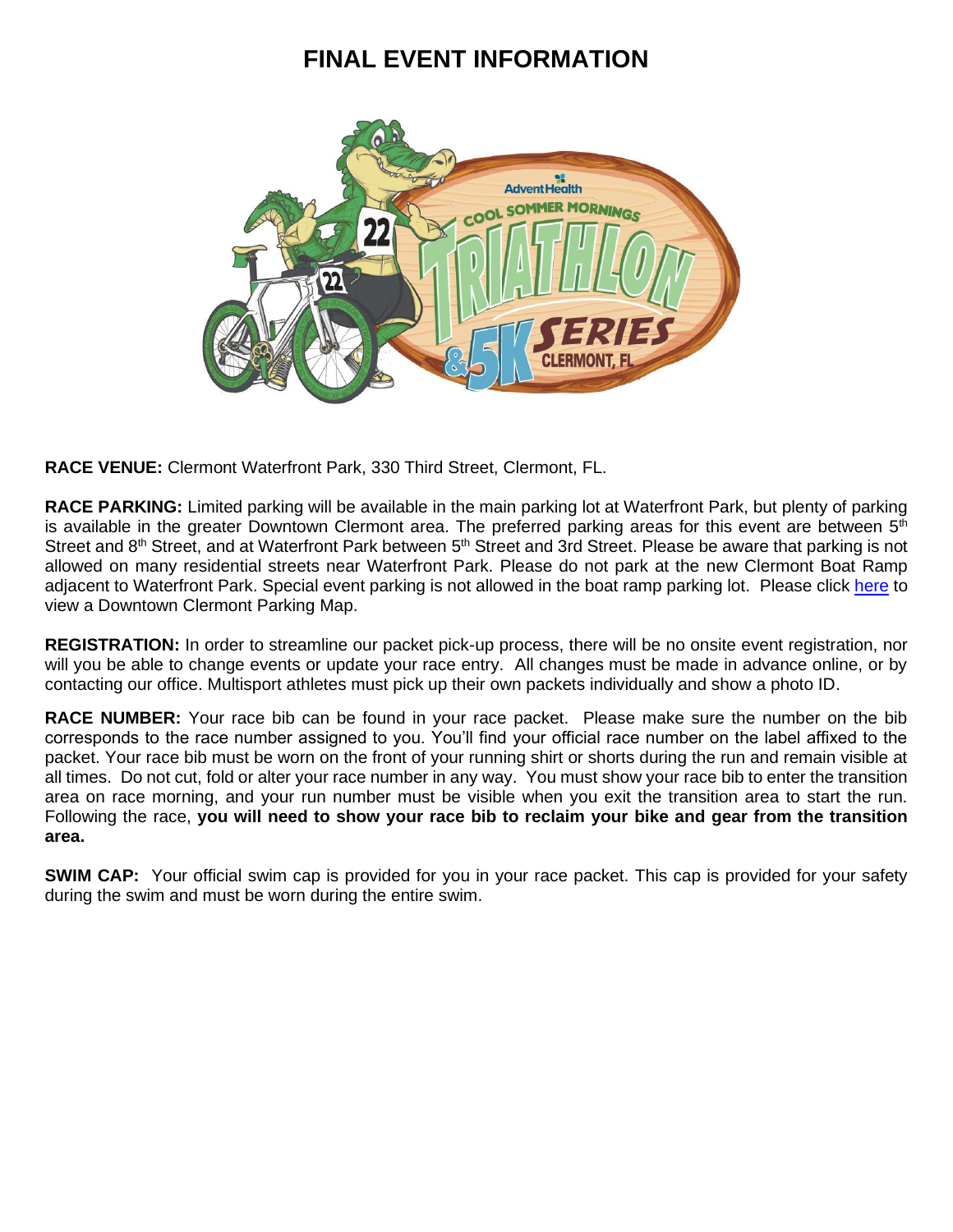# FINAL EVENT INFORMATION

**RACE VENUE:** Clermont Waterfront Park, 330 Third Street, Clermont, FL.

**RACE PARKING:** Limited parking will be available in the main parking lot at Waterfront Park, but plenty of parking is available in the greater Downtown Clermont area. The preferred parking areas for this event are between 5th Street and 8th Street, and at Waterfront Park between 5th Street and 3rd Street. Please be aware that parking is not allowed on many residential streets near Waterfront Park. Please do not park at the new Clermont Boat Ramp adjacent to Waterfront Park. Special event parking is not allowed in the boat ramp parking lot. Please click here to view a Downtown Clermont Parking Map.

**REGISTRATION:** In order to streamline our packet pick-up process, there will be no onsite event registration, nor will you be able to change events or update your race entry. All changes must be made in advance online, or by contacting our office. Multisport athletes must pick up their own packets individually and show a photo ID.

**RACE NUMBER:** Your race bib can be found in your race packet. Please make sure the number on the bib corresponds to the race number assigned to you. You'll find your official race number on the label affixed to the packet. Your race bib must be worn on the front of your running shirt or shorts during the run and remain visible at all times. Do not cut, fold or alter your race number in any way. You must show your race bib to enter the transition area on race morning, and your run number must be visible when you exit the transition area to start the run. Following the race, **you will need to show your race bib to reclaim your bike and gear from the transition area.**

**SWIM CAP:** Your official swim cap is provided for you in your race packet. This cap is provided for your safety during the swim and must be worn during the entire swim.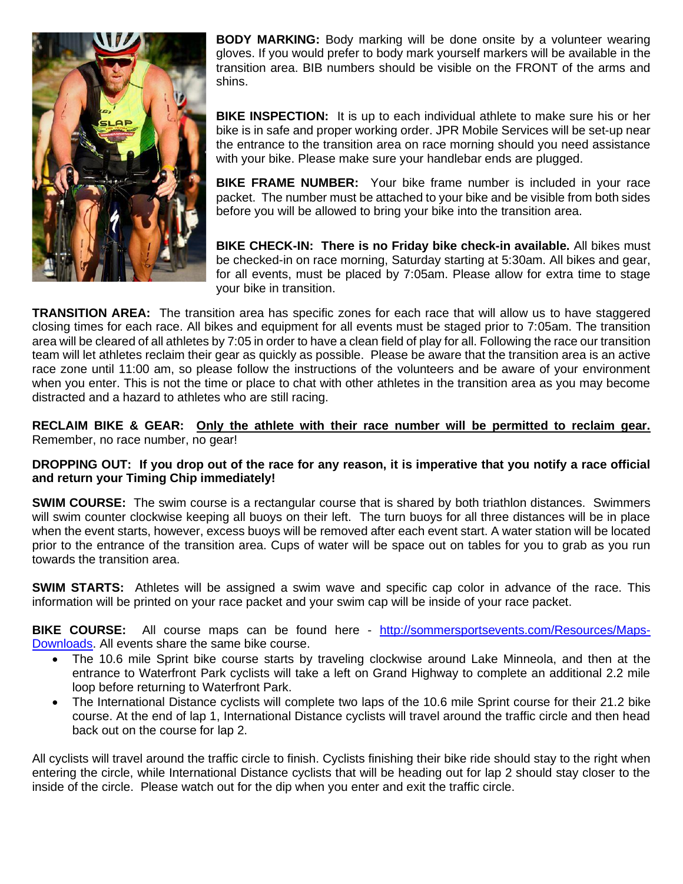**BODY MARKING:** Body marking will be done onsite by a volunteer wearing gloves. If you would prefer to body mark yourself markers will be available in the transition area. BIB numbers should be visible on the FRONT of the arms and shins.

**BIKE INSPECTION:** It is up to each individual athlete to make sure his or her bike is in safe and proper working order. JPR Mobile Services will be set-up near the entrance to the transition area on race morning should you need assistance with your bike. Please make sure your handlebar ends are plugged.

**BIKE FRAME NUMBER:** Your bike frame number is included in your race packet. The number must be attached to your bike and be visible from both sides before you will be allowed to bring your bike into the transition area.

**BIKE CHECK-IN: There is no Friday bike check-in available.** All bikes must be checked-in on race morning, Saturday starting at 5:30am. All bikes and gear, for all events, must be placed by 7:05am. Please allow for extra time to stage your bike in transition.

**TRANSITION AREA:** The transition area has specific zones for each race that will allow us to have staggered closing times for each race. All bikes and equipment for all events must be staged prior to 7:05am. The transition area will be cleared of all athletes by 7:05 in order to have a clean field of play for all. Following the race our transition team will let athletes reclaim their gear as quickly as possible. Please be aware that the transition area is an active race zone until 11:00 am, so please follow the instructions of the volunteers and be aware of your environment when you enter. This is not the time or place to chat with other athletes in the transition area as you may become distracted and a hazard to athletes who are still racing.

**RECLAIM BIKE & GEAR: <u>Only the athlete with their race number will be permitted to reclaim gear.</u>** Remember, no race number, no gear!

**DROPPING OUT: If you drop out of the race for any reason, it is imperative that you notify a race official and return your Timing Chip immediately!**

**SWIM COURSE:** The swim course is a rectangular course that is shared by both triathlon distances. Swimmers will swim counter clockwise keeping all buoys on their left. The turn buoys for all three distances will be in place when the event starts, however, excess buoys will be removed after each event start. A water station will be located prior to the entrance of the transition area. Cups of water will be space out on tables for you to grab as you run towards the transition area.

**SWIM STARTS:** Athletes will be assigned a swim wave and specific cap color in advance of the race. This information will be printed on your race packet and your swim cap will be inside of your race packet.

**BIKE COURSE:** All course maps can be found here - [http://sommersportsevents.com/Resources/Maps-Downloads](http://sommersportsevents.com/Resources/Maps-Downloads). All events share the same bike course.

- The 10.6 mile Sprint bike course starts by traveling clockwise around Lake Minneola, and then at the entrance to Waterfront Park cyclists will take a left on Grand Highway to complete an additional 2.2 mile loop before returning to Waterfront Park.
- The International Distance cyclists will complete two laps of the 10.6 mile Sprint course for their 21.2 bike course. At the end of lap 1, International Distance cyclists will travel around the traffic circle and then head back out on the course for lap 2.

All cyclists will travel around the traffic circle to finish. Cyclists finishing their bike ride should stay to the right when entering the circle, while International Distance cyclists that will be heading out for lap 2 should stay closer to the inside of the circle. Please watch out for the dip when you enter and exit the traffic circle.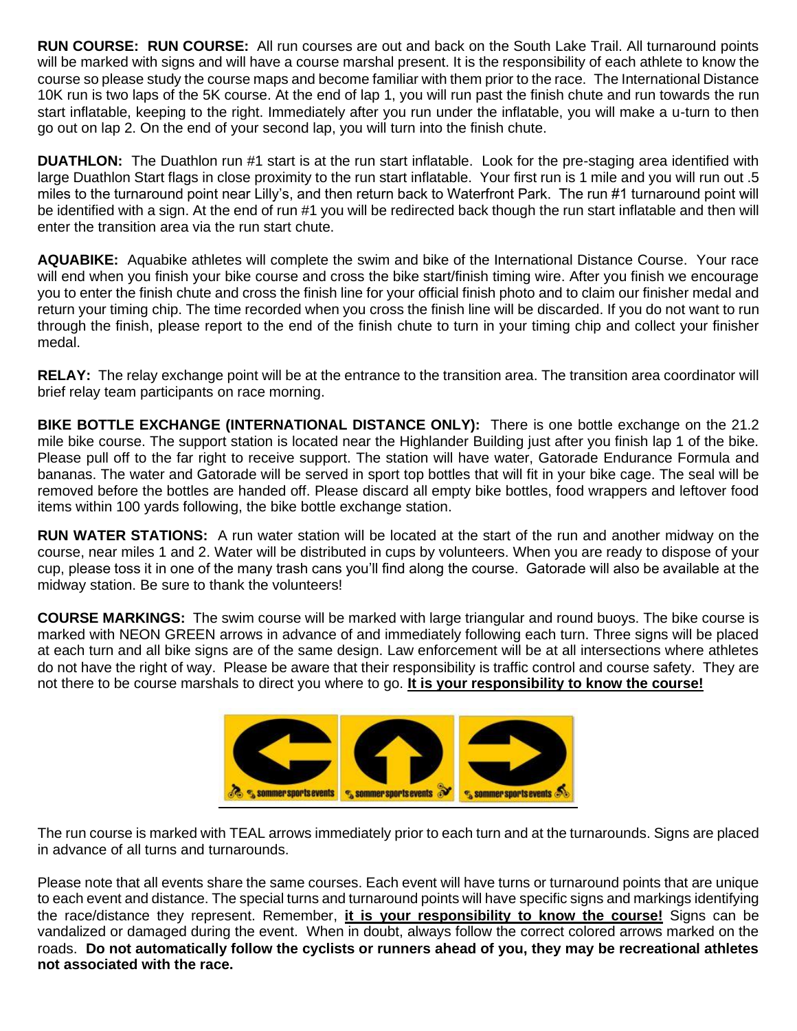**RUN COURSE: RUN COURSE:** All run courses are out and back on the South Lake Trail. All turnaround points will be marked with signs and will have a course marshal present. It is the responsibility of each athlete to know the course so please study the course maps and become familiar with them prior to the race. The International Distance 10K run is two laps of the 5K course. At the end of lap 1, you will run past the finish chute and run towards the run start inflatable, keeping to the right. Immediately after you run under the inflatable, you will make a u-turn to then go out on lap 2. On the end of your second lap, you will turn into the finish chute.

**DUATHLON:** The Duathlon run #1 start is at the run start inflatable. Look for the pre-staging area identified with large Duathlon Start flags in close proximity to the run start inflatable. Your first run is 1 mile and you will run out .5 miles to the turnaround point near Lilly's, and then return back to Waterfront Park. The run #1 turnaround point will be identified with a sign. At the end of run #1 you will be redirected back though the run start inflatable and then will enter the transition area via the run start chute.

**AQUABIKE:** Aquabike athletes will complete the swim and bike of the International Distance Course. Your race will end when you finish your bike course and cross the bike start/finish timing wire. After you finish we encourage you to enter the finish chute and cross the finish line for your official finish photo and to claim our finisher medal and return your timing chip. The time recorded when you cross the finish line will be discarded. If you do not want to run through the finish, please report to the end of the finish chute to turn in your timing chip and collect your finisher medal.

**RELAY:** The relay exchange point will be at the entrance to the transition area. The transition area coordinator will brief relay team participants on race morning.

**BIKE BOTTLE EXCHANGE (INTERNATIONAL DISTANCE ONLY):** There is one bottle exchange on the 21.2 mile bike course. The support station is located near the Highlander Building just after you finish lap 1 of the bike. Please pull off to the far right to receive support. The station will have water, Gatorade Endurance Formula and bananas. The water and Gatorade will be served in sport top bottles that will fit in your bike cage. The seal will be removed before the bottles are handed off. Please discard all empty bike bottles, food wrappers and leftover food items within 100 yards following, the bike bottle exchange station.

**RUN WATER STATIONS:** A run water station will be located at the start of the run and another midway on the course, near miles 1 and 2. Water will be distributed in cups by volunteers. When you are ready to dispose of your cup, please toss it in one of the many trash cans you'll find along the course. Gatorade will also be available at the midway station. Be sure to thank the volunteers!

**COURSE MARKINGS:** The swim course will be marked with large triangular and round buoys. The bike course is marked with NEON GREEN arrows in advance of and immediately following each turn. Three signs will be placed at each turn and all bike signs are of the same design. Law enforcement will be at all intersections where athletes do not have the right of way. Please be aware that their responsibility is traffic control and course safety. They are not there to be course marshals to direct you where to go. **<u>It is your responsibility to know the course!</u>**

The run course is marked with TEAL arrows immediately prior to each turn and at the turnarounds. Signs are placed in advance of all turns and turnarounds.

Please note that all events share the same courses. Each event will have turns or turnaround points that are unique to each event and distance. The special turns and turnaround points will have specific signs and markings identifying the race/distance they represent. Remember, **<u>it is your responsibility to know the course!</u>** Signs can be vandalized or damaged during the event. When in doubt, always follow the correct colored arrows marked on the roads. **Do not automatically follow the cyclists or runners ahead of you, they may be recreational athletes not associated with the race.**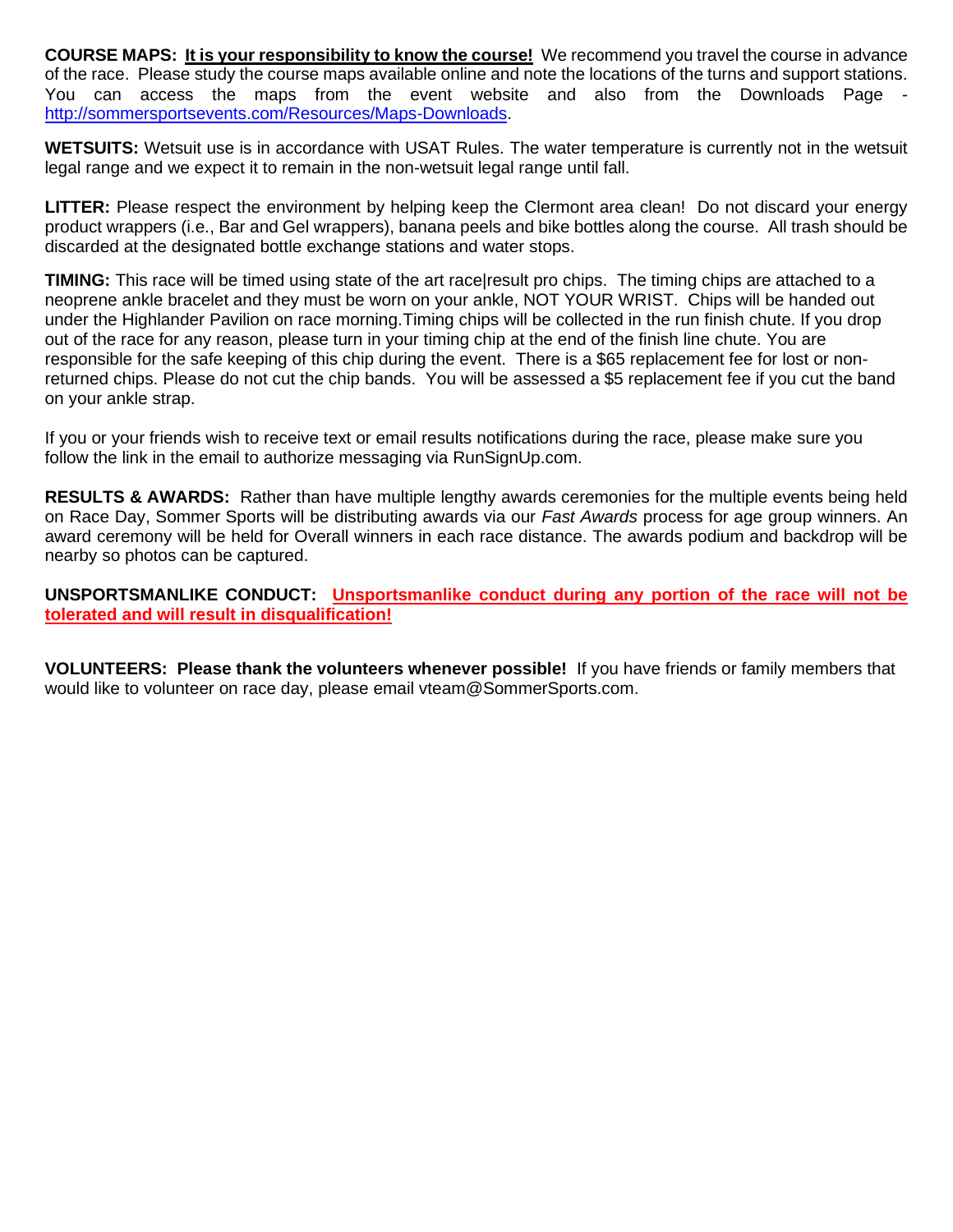**COURSE MAPS:** **It is your responsibility to know the course!** We recommend you travel the course in advance of the race. Please study the course maps available online and note the locations of the turns and support stations. You can access the maps from the event website and also from the Downloads Page - http://sommersportsevents.com/Resources/Maps-Downloads.

**WETSUITS:** Wetsuit use is in accordance with USAT Rules. The water temperature is currently not in the wetsuit legal range and we expect it to remain in the non-wetsuit legal range until fall.

**LITTER:** Please respect the environment by helping keep the Clermont area clean! Do not discard your energy product wrappers (i.e., Bar and Gel wrappers), banana peels and bike bottles along the course. All trash should be discarded at the designated bottle exchange stations and water stops.

**TIMING:** This race will be timed using state of the art race|result pro chips. The timing chips are attached to a neoprene ankle bracelet and they must be worn on your ankle, NOT YOUR WRIST. Chips will be handed out under the Highlander Pavilion on race morning.Timing chips will be collected in the run finish chute. If you drop out of the race for any reason, please turn in your timing chip at the end of the finish line chute. You are responsible for the safe keeping of this chip during the event. There is a $65 replacement fee for lost or non-returned chips. Please do not cut the chip bands. You will be assessed a $5 replacement fee if you cut the band on your ankle strap.

If you or your friends wish to receive text or email results notifications during the race, please make sure you follow the link in the email to authorize messaging via RunSignUp.com.

**RESULTS & AWARDS:** Rather than have multiple lengthy awards ceremonies for the multiple events being held on Race Day, Sommer Sports will be distributing awards via our *Fast Awards* process for age group winners. An award ceremony will be held for Overall winners in each race distance. The awards podium and backdrop will be nearby so photos can be captured.

**UNSPORTSMANLIKE CONDUCT:** **Unsportsmanlike conduct during any portion of the race will not be tolerated and will result in disqualification!**

**VOLUNTEERS:** **Please thank the volunteers whenever possible!** If you have friends or family members that would like to volunteer on race day, please email vteam@SommerSports.com.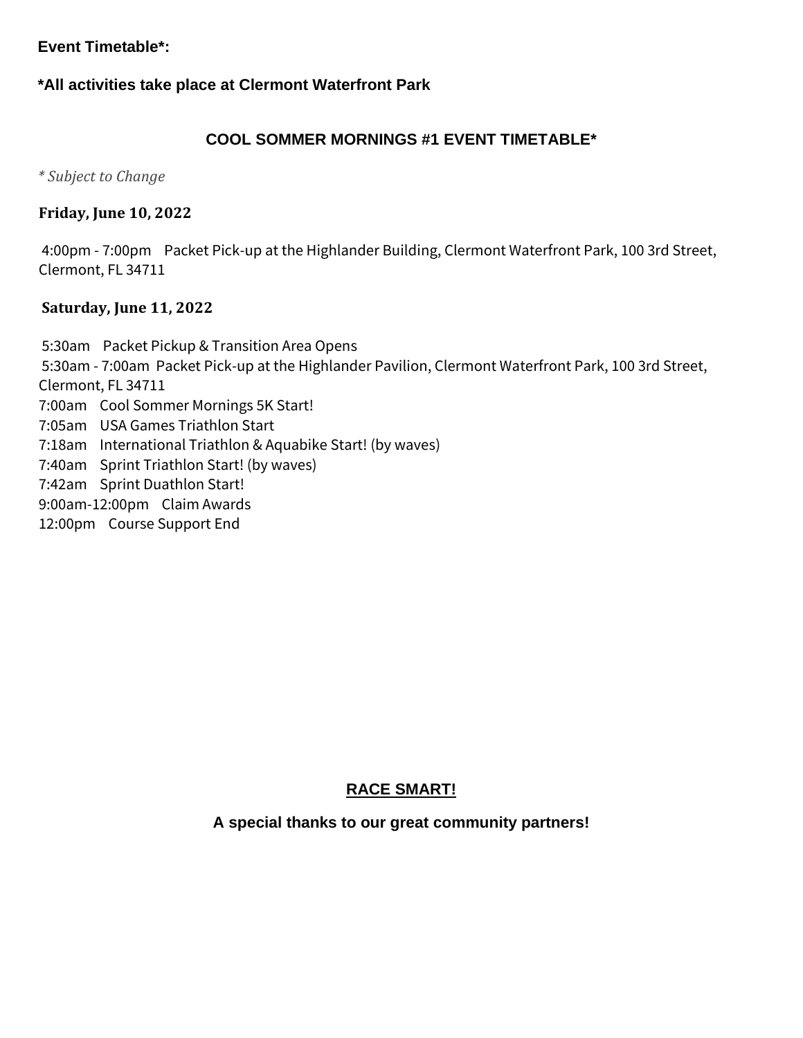**Event Timetable*:**

***All activities take place at Clermont Waterfront Park**

## COOL SOMMER MORNINGS #1 EVENT TIMETABLE*

*\* Subject to Change*

**Friday, June 10, 2022**

4:00pm - 7:00pm  Packet Pick-up at the Highlander Building, Clermont Waterfront Park, 100 3rd Street, Clermont, FL 34711

**Saturday, June 11, 2022**

5:30am  Packet Pickup & Transition Area Opens
5:30am - 7:00am  Packet Pick-up at the Highlander Pavilion, Clermont Waterfront Park, 100 3rd Street, Clermont, FL 34711
7:00am  Cool Sommer Mornings 5K Start!
7:05am  USA Games Triathlon Start
7:18am  International Triathlon & Aquabike Start! (by waves)
7:40am  Sprint Triathlon Start! (by waves)
7:42am  Sprint Duathlon Start!
9:00am-12:00pm  Claim Awards
12:00pm  Course Support End

**RACE SMART!**

**A special thanks to our great community partners!**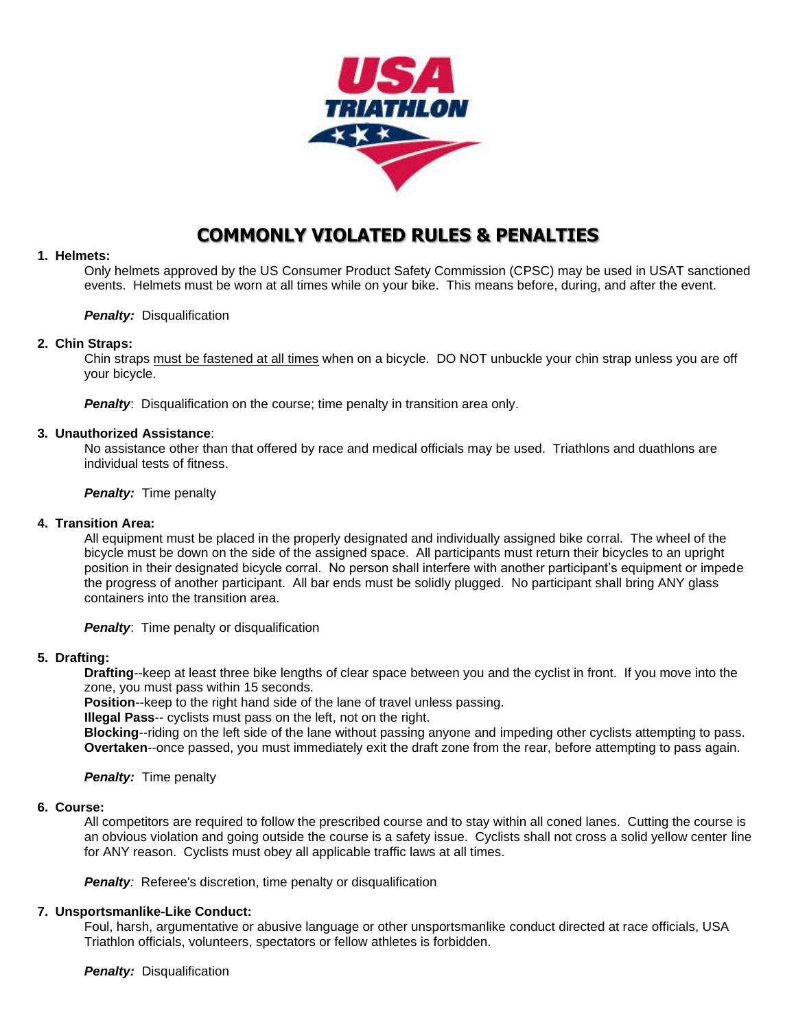# COMMONLY VIOLATED RULES & PENALTIES

1. **Helmets:**

   Only helmets approved by the US Consumer Product Safety Commission (CPSC) may be used in USAT sanctioned events. Helmets must be worn at all times while on your bike. This means before, during, and after the event.

   ***Penalty:*** Disqualification

2. **Chin Straps:**

   Chin straps <u>must be fastened at all times</u> when on a bicycle. DO NOT unbuckle your chin strap unless you are off your bicycle.

   ***Penalty***: Disqualification on the course; time penalty in transition area only.

3. **Unauthorized Assistance**:

   No assistance other than that offered by race and medical officials may be used. Triathlons and duathlons are individual tests of fitness.

   ***Penalty:*** Time penalty

4. **Transition Area:**

   All equipment must be placed in the properly designated and individually assigned bike corral. The wheel of the bicycle must be down on the side of the assigned space. All participants must return their bicycles to an upright position in their designated bicycle corral. No person shall interfere with another participant's equipment or impede the progress of another participant. All bar ends must be solidly plugged. No participant shall bring ANY glass containers into the transition area.

   ***Penalty***: Time penalty or disqualification

5. **Drafting:**

   **Drafting**--keep at least three bike lengths of clear space between you and the cyclist in front. If you move into the zone, you must pass within 15 seconds.
   **Position**--keep to the right hand side of the lane of travel unless passing.
   **Illegal Pass**-- cyclists must pass on the left, not on the right.
   **Blocking**--riding on the left side of the lane without passing anyone and impeding other cyclists attempting to pass.
   **Overtaken**--once passed, you must immediately exit the draft zone from the rear, before attempting to pass again.

   ***Penalty:*** Time penalty

6. **Course:**

   All competitors are required to follow the prescribed course and to stay within all coned lanes. Cutting the course is an obvious violation and going outside the course is a safety issue. Cyclists shall not cross a solid yellow center line for ANY reason. Cyclists must obey all applicable traffic laws at all times.

   ***Penalty****:* Referee's discretion, time penalty or disqualification

7. **Unsportsmanlike-Like Conduct:**

   Foul, harsh, argumentative or abusive language or other unsportsmanlike conduct directed at race officials, USA Triathlon officials, volunteers, spectators or fellow athletes is forbidden.

   ***Penalty:*** Disqualification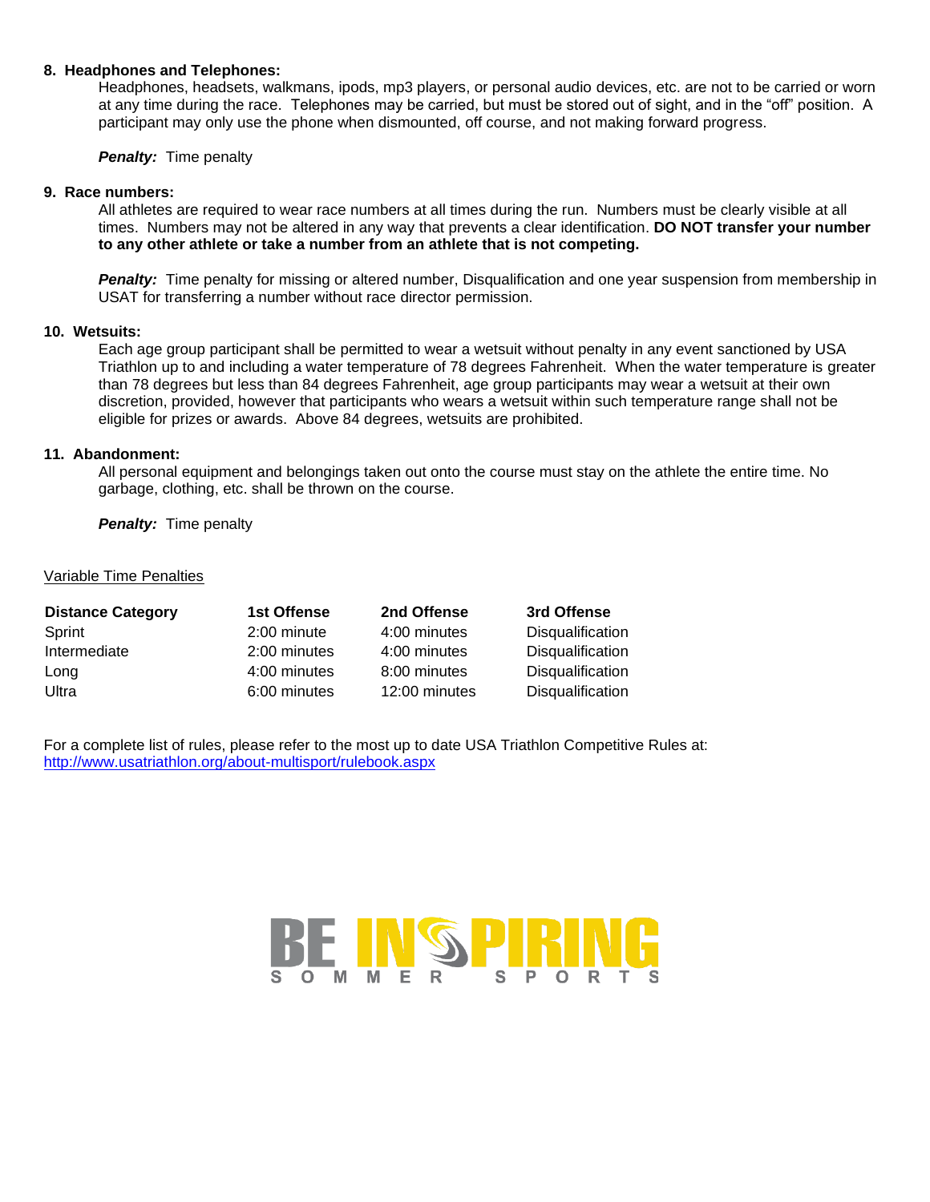**8. Headphones and Telephones:**

Headphones, headsets, walkmans, ipods, mp3 players, or personal audio devices, etc. are not to be carried or worn at any time during the race. Telephones may be carried, but must be stored out of sight, and in the "off" position. A participant may only use the phone when dismounted, off course, and not making forward progress.

***Penalty:*** Time penalty

**9. Race numbers:**

All athletes are required to wear race numbers at all times during the run. Numbers must be clearly visible at all times. Numbers may not be altered in any way that prevents a clear identification. **DO NOT transfer your number to any other athlete or take a number from an athlete that is not competing.**

***Penalty:*** Time penalty for missing or altered number, Disqualification and one year suspension from membership in USAT for transferring a number without race director permission.

**10. Wetsuits:**

Each age group participant shall be permitted to wear a wetsuit without penalty in any event sanctioned by USA Triathlon up to and including a water temperature of 78 degrees Fahrenheit. When the water temperature is greater than 78 degrees but less than 84 degrees Fahrenheit, age group participants may wear a wetsuit at their own discretion, provided, however that participants who wears a wetsuit within such temperature range shall not be eligible for prizes or awards. Above 84 degrees, wetsuits are prohibited.

**11. Abandonment:**

All personal equipment and belongings taken out onto the course must stay on the athlete the entire time. No garbage, clothing, etc. shall be thrown on the course.

***Penalty:*** Time penalty

Variable Time Penalties

| Distance Category | 1st Offense | 2nd Offense | 3rd Offense |
|---|---|---|---|
| Sprint | 2:00 minute | 4:00 minutes | Disqualification |
| Intermediate | 2:00 minutes | 4:00 minutes | Disqualification |
| Long | 4:00 minutes | 8:00 minutes | Disqualification |
| Ultra | 6:00 minutes | 12:00 minutes | Disqualification |

For a complete list of rules, please refer to the most up to date USA Triathlon Competitive Rules at: http://www.usatriathlon.org/about-multisport/rulebook.aspx

BE INSPIRING
SOMMER SPORTS